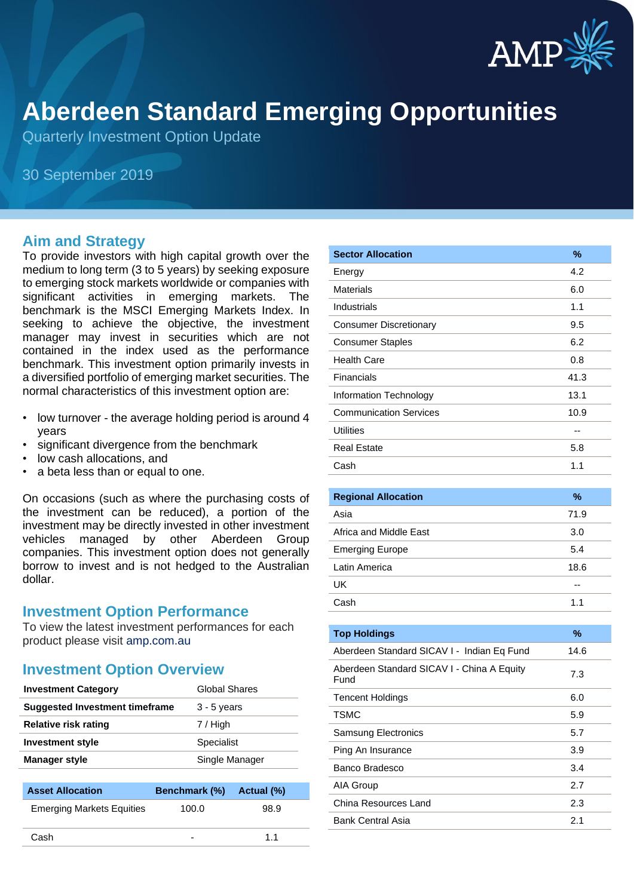# Aberdeen Standard Emerging Opportunities

Quarterly Investment Option Update

30 September 2019

## Aim and Strategy

To provide investors with high capital growth over the medium to long term (3 to 5 years) by seeking exposure to emerging stock markets worldwide or companies with significant activities in emerging markets. The benchmark is the MSCI Emerging Markets Index. In seeking to achieve the objective, the investment manager may invest in securities which are not contained in the index used as the performance benchmark. This investment option primarily invests in a diversified portfolio of emerging market securities. The normal characteristics of this investment option are:

- low turnover - the average holding period is around 4 years
- significant divergence from the benchmark
- low cash allocations, and
- a beta less than or equal to one.

On occasions (such as where the purchasing costs of the investment can be reduced), a portion of the investment may be directly invested in other investment vehicles managed by other Aberdeen Group companies. This investment option does not generally borrow to invest and is not hedged to the Australian dollar.

## Investment Option Performance

To view the latest investment performances for each product please visit amp.com.au

## Investment Option Overview

| | |
|---|---|
| **Investment Category** | Global Shares |
| **Suggested Investment timeframe** | 3 - 5 years |
| **Relative risk rating** | 7 / High |
| **Investment style** | Specialist |
| **Manager style** | Single Manager |

| Asset Allocation | Benchmark (%) | Actual (%) |
|---|---|---|
| Emerging Markets Equities | 100.0 | 98.9 |
| Cash | - | 1.1 |

| Sector Allocation | % |
|---|---|
| Energy | 4.2 |
| Materials | 6.0 |
| Industrials | 1.1 |
| Consumer Discretionary | 9.5 |
| Consumer Staples | 6.2 |
| Health Care | 0.8 |
| Financials | 41.3 |
| Information Technology | 13.1 |
| Communication Services | 10.9 |
| Utilities | -- |
| Real Estate | 5.8 |
| Cash | 1.1 |

| Regional Allocation | % |
|---|---|
| Asia | 71.9 |
| Africa and Middle East | 3.0 |
| Emerging Europe | 5.4 |
| Latin America | 18.6 |
| UK | -- |
| Cash | 1.1 |

| Top Holdings | % |
|---|---|
| Aberdeen Standard SICAV I - Indian Eq Fund | 14.6 |
| Aberdeen Standard SICAV I - China A Equity Fund | 7.3 |
| Tencent Holdings | 6.0 |
| TSMC | 5.9 |
| Samsung Electronics | 5.7 |
| Ping An Insurance | 3.9 |
| Banco Bradesco | 3.4 |
| AIA Group | 2.7 |
| China Resources Land | 2.3 |
| Bank Central Asia | 2.1 |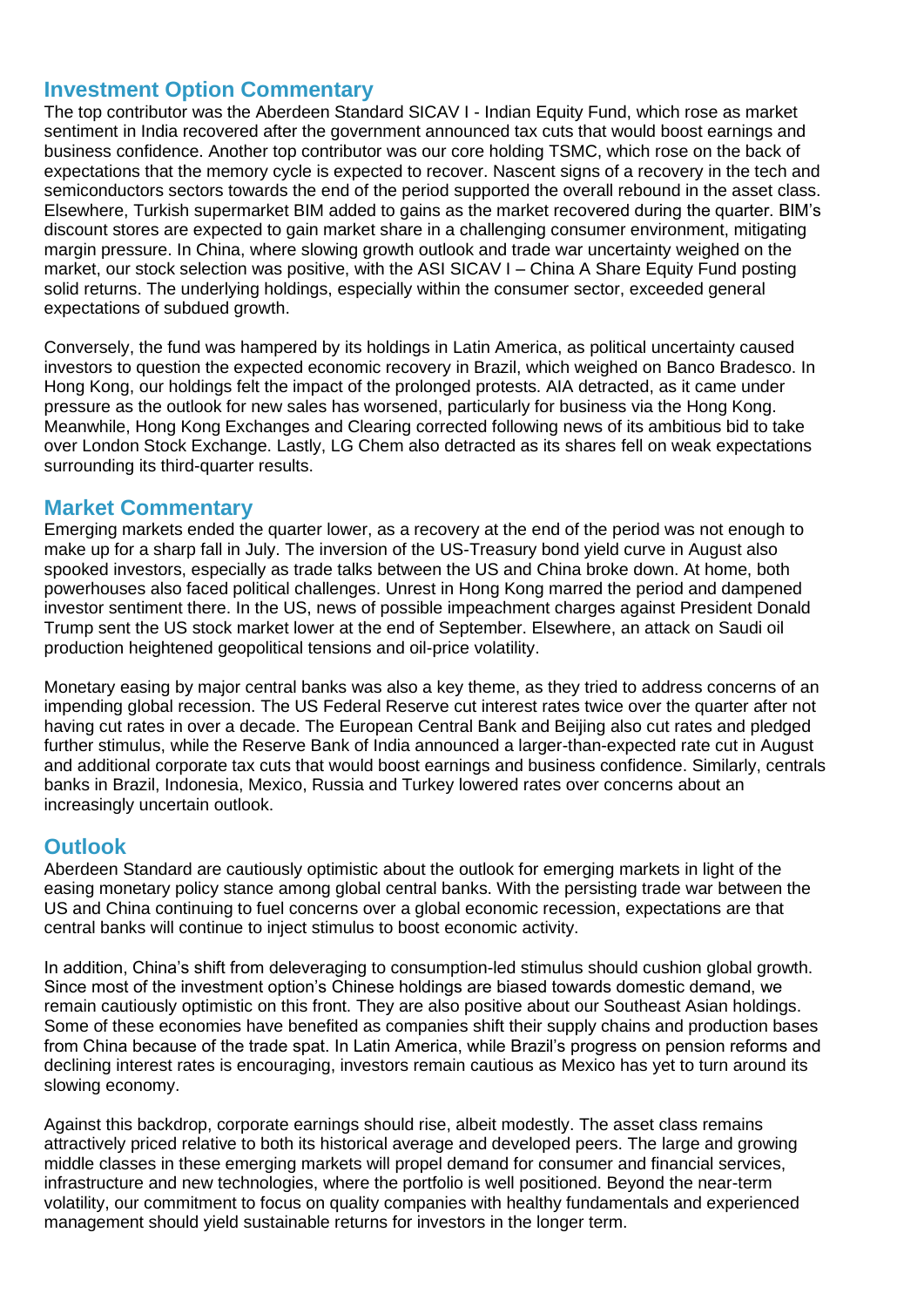## Investment Option Commentary

The top contributor was the Aberdeen Standard SICAV I - Indian Equity Fund, which rose as market sentiment in India recovered after the government announced tax cuts that would boost earnings and business confidence. Another top contributor was our core holding TSMC, which rose on the back of expectations that the memory cycle is expected to recover. Nascent signs of a recovery in the tech and semiconductors sectors towards the end of the period supported the overall rebound in the asset class. Elsewhere, Turkish supermarket BIM added to gains as the market recovered during the quarter. BIM's discount stores are expected to gain market share in a challenging consumer environment, mitigating margin pressure. In China, where slowing growth outlook and trade war uncertainty weighed on the market, our stock selection was positive, with the ASI SICAV I – China A Share Equity Fund posting solid returns. The underlying holdings, especially within the consumer sector, exceeded general expectations of subdued growth.

Conversely, the fund was hampered by its holdings in Latin America, as political uncertainty caused investors to question the expected economic recovery in Brazil, which weighed on Banco Bradesco. In Hong Kong, our holdings felt the impact of the prolonged protests. AIA detracted, as it came under pressure as the outlook for new sales has worsened, particularly for business via the Hong Kong. Meanwhile, Hong Kong Exchanges and Clearing corrected following news of its ambitious bid to take over London Stock Exchange. Lastly, LG Chem also detracted as its shares fell on weak expectations surrounding its third-quarter results.

## Market Commentary

Emerging markets ended the quarter lower, as a recovery at the end of the period was not enough to make up for a sharp fall in July. The inversion of the US-Treasury bond yield curve in August also spooked investors, especially as trade talks between the US and China broke down. At home, both powerhouses also faced political challenges. Unrest in Hong Kong marred the period and dampened investor sentiment there. In the US, news of possible impeachment charges against President Donald Trump sent the US stock market lower at the end of September. Elsewhere, an attack on Saudi oil production heightened geopolitical tensions and oil-price volatility.

Monetary easing by major central banks was also a key theme, as they tried to address concerns of an impending global recession. The US Federal Reserve cut interest rates twice over the quarter after not having cut rates in over a decade. The European Central Bank and Beijing also cut rates and pledged further stimulus, while the Reserve Bank of India announced a larger-than-expected rate cut in August and additional corporate tax cuts that would boost earnings and business confidence. Similarly, centrals banks in Brazil, Indonesia, Mexico, Russia and Turkey lowered rates over concerns about an increasingly uncertain outlook.

## Outlook

Aberdeen Standard are cautiously optimistic about the outlook for emerging markets in light of the easing monetary policy stance among global central banks. With the persisting trade war between the US and China continuing to fuel concerns over a global economic recession, expectations are that central banks will continue to inject stimulus to boost economic activity.

In addition, China's shift from deleveraging to consumption-led stimulus should cushion global growth. Since most of the investment option's Chinese holdings are biased towards domestic demand, we remain cautiously optimistic on this front. They are also positive about our Southeast Asian holdings. Some of these economies have benefited as companies shift their supply chains and production bases from China because of the trade spat. In Latin America, while Brazil's progress on pension reforms and declining interest rates is encouraging, investors remain cautious as Mexico has yet to turn around its slowing economy.

Against this backdrop, corporate earnings should rise, albeit modestly. The asset class remains attractively priced relative to both its historical average and developed peers. The large and growing middle classes in these emerging markets will propel demand for consumer and financial services, infrastructure and new technologies, where the portfolio is well positioned. Beyond the near-term volatility, our commitment to focus on quality companies with healthy fundamentals and experienced management should yield sustainable returns for investors in the longer term.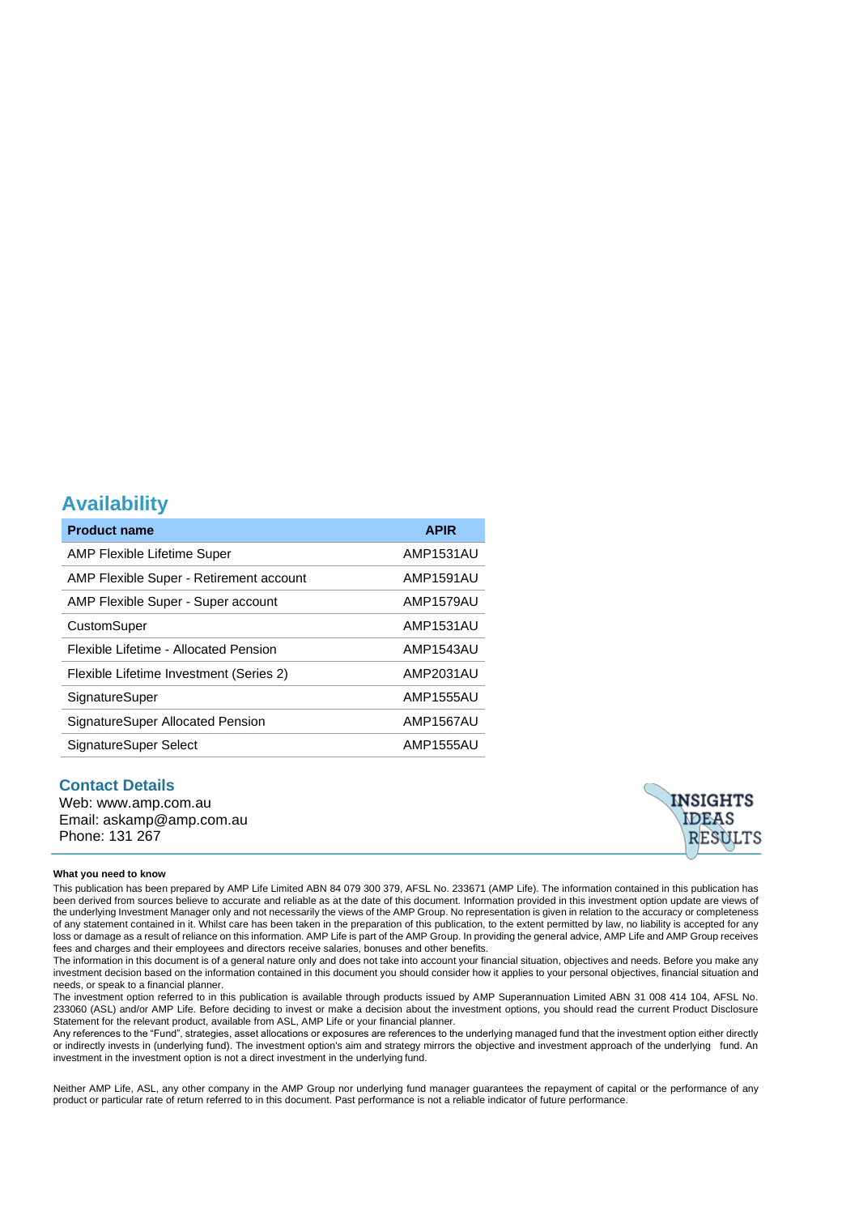## Availability

| Product name | APIR |
|---|---|
| AMP Flexible Lifetime Super | AMP1531AU |
| AMP Flexible Super - Retirement account | AMP1591AU |
| AMP Flexible Super - Super account | AMP1579AU |
| CustomSuper | AMP1531AU |
| Flexible Lifetime - Allocated Pension | AMP1543AU |
| Flexible Lifetime Investment (Series 2) | AMP2031AU |
| SignatureSuper | AMP1555AU |
| SignatureSuper Allocated Pension | AMP1567AU |
| SignatureSuper Select | AMP1555AU |

### Contact Details

Web: www.amp.com.au
Email: askamp@amp.com.au
Phone: 131 267

INSIGHTS
IDEAS
RESULTS

**What you need to know**

This publication has been prepared by AMP Life Limited ABN 84 079 300 379, AFSL No. 233671 (AMP Life). The information contained in this publication has been derived from sources believe to accurate and reliable as at the date of this document. Information provided in this investment option update are views of the underlying Investment Manager only and not necessarily the views of the AMP Group. No representation is given in relation to the accuracy or completeness of any statement contained in it. Whilst care has been taken in the preparation of this publication, to the extent permitted by law, no liability is accepted for any loss or damage as a result of reliance on this information. AMP Life is part of the AMP Group. In providing the general advice, AMP Life and AMP Group receives fees and charges and their employees and directors receive salaries, bonuses and other benefits.

The information in this document is of a general nature only and does not take into account your financial situation, objectives and needs. Before you make any investment decision based on the information contained in this document you should consider how it applies to your personal objectives, financial situation and needs, or speak to a financial planner.

The investment option referred to in this publication is available through products issued by AMP Superannuation Limited ABN 31 008 414 104, AFSL No. 233060 (ASL) and/or AMP Life. Before deciding to invest or make a decision about the investment options, you should read the current Product Disclosure Statement for the relevant product, available from ASL, AMP Life or your financial planner.

Any references to the "Fund", strategies, asset allocations or exposures are references to the underlying managed fund that the investment option either directly or indirectly invests in (underlying fund). The investment option's aim and strategy mirrors the objective and investment approach of the underlying fund. An investment in the investment option is not a direct investment in the underlying fund.

Neither AMP Life, ASL, any other company in the AMP Group nor underlying fund manager guarantees the repayment of capital or the performance of any product or particular rate of return referred to in this document. Past performance is not a reliable indicator of future performance.